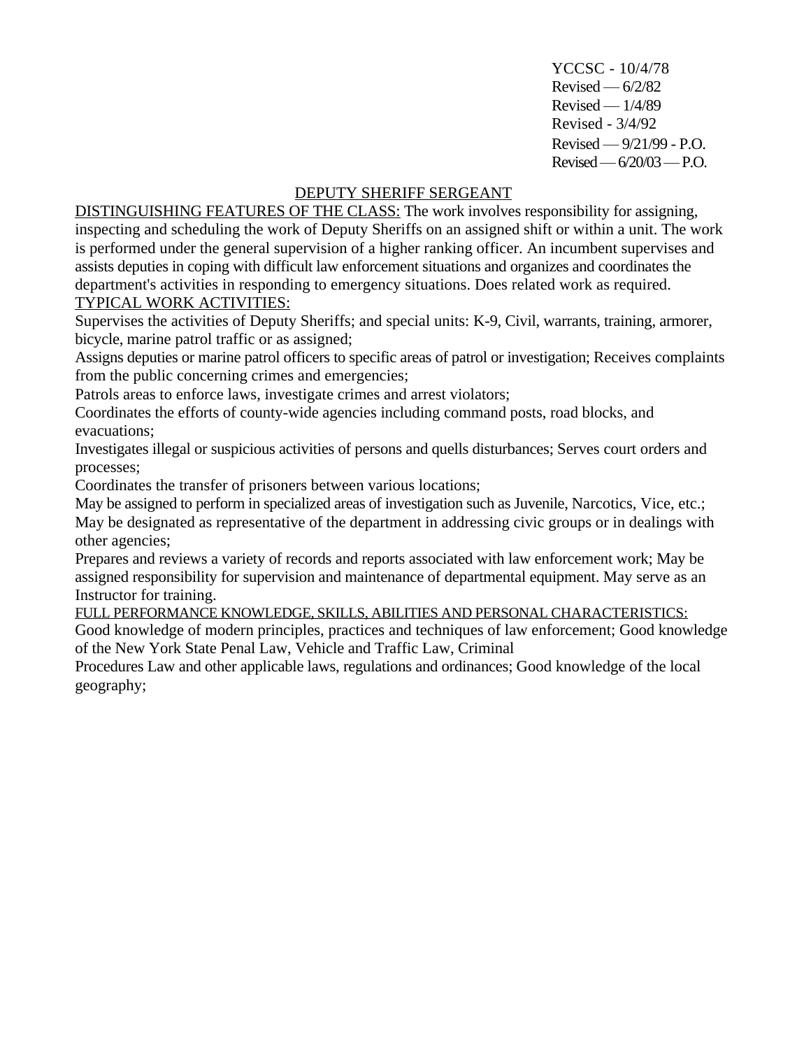YCCSC - 10/4/78
Revised — 6/2/82
Revised — 1/4/89
Revised - 3/4/92
Revised — 9/21/99 - P.O.
Revised — 6/20/03 — P.O.

# DEPUTY SHERIFF SERGEANT

DISTINGUISHING FEATURES OF THE CLASS: The work involves responsibility for assigning, inspecting and scheduling the work of Deputy Sheriffs on an assigned shift or within a unit. The work is performed under the general supervision of a higher ranking officer. An incumbent supervises and assists deputies in coping with difficult law enforcement situations and organizes and coordinates the department's activities in responding to emergency situations. Does related work as required.

TYPICAL WORK ACTIVITIES:

Supervises the activities of Deputy Sheriffs; and special units: K-9, Civil, warrants, training, armorer, bicycle, marine patrol traffic or as assigned;

Assigns deputies or marine patrol officers to specific areas of patrol or investigation; Receives complaints from the public concerning crimes and emergencies;

Patrols areas to enforce laws, investigate crimes and arrest violators;

Coordinates the efforts of county-wide agencies including command posts, road blocks, and evacuations;

Investigates illegal or suspicious activities of persons and quells disturbances; Serves court orders and processes;

Coordinates the transfer of prisoners between various locations;

May be assigned to perform in specialized areas of investigation such as Juvenile, Narcotics, Vice, etc.;

May be designated as representative of the department in addressing civic groups or in dealings with other agencies;

Prepares and reviews a variety of records and reports associated with law enforcement work; May be assigned responsibility for supervision and maintenance of departmental equipment. May serve as an Instructor for training.

FULL PERFORMANCE KNOWLEDGE, SKILLS, ABILITIES AND PERSONAL CHARACTERISTICS:

Good knowledge of modern principles, practices and techniques of law enforcement; Good knowledge of the New York State Penal Law, Vehicle and Traffic Law, Criminal Procedures Law and other applicable laws, regulations and ordinances; Good knowledge of the local geography;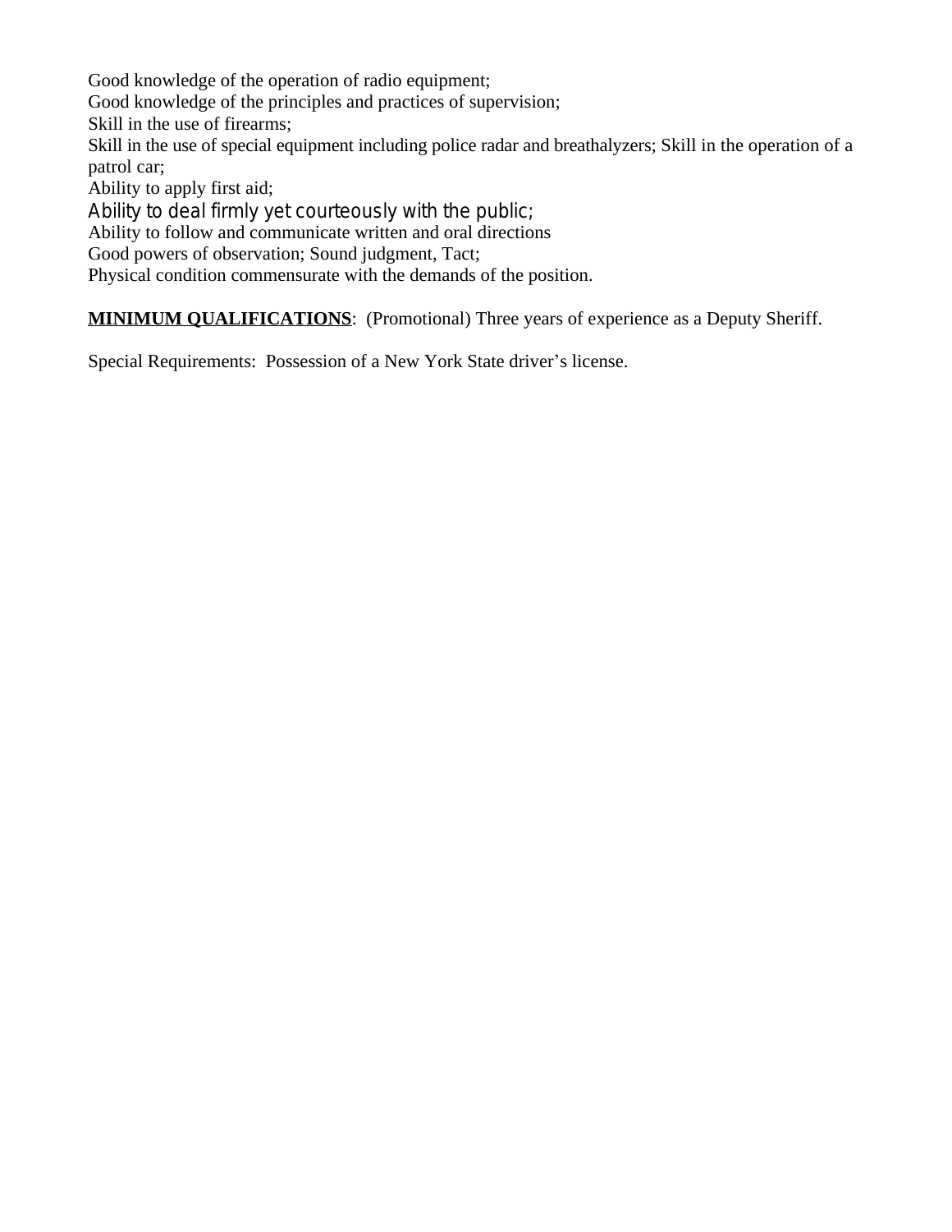Good knowledge of the operation of radio equipment;
Good knowledge of the principles and practices of supervision;
Skill in the use of firearms;
Skill in the use of special equipment including police radar and breathalyzers; Skill in the operation of a patrol car;
Ability to apply first aid;
Ability to deal firmly yet courteously with the public;
Ability to follow and communicate written and oral directions
Good powers of observation; Sound judgment, Tact;
Physical condition commensurate with the demands of the position.

**MINIMUM QUALIFICATIONS**: (Promotional) Three years of experience as a Deputy Sheriff.

Special Requirements: Possession of a New York State driver's license.